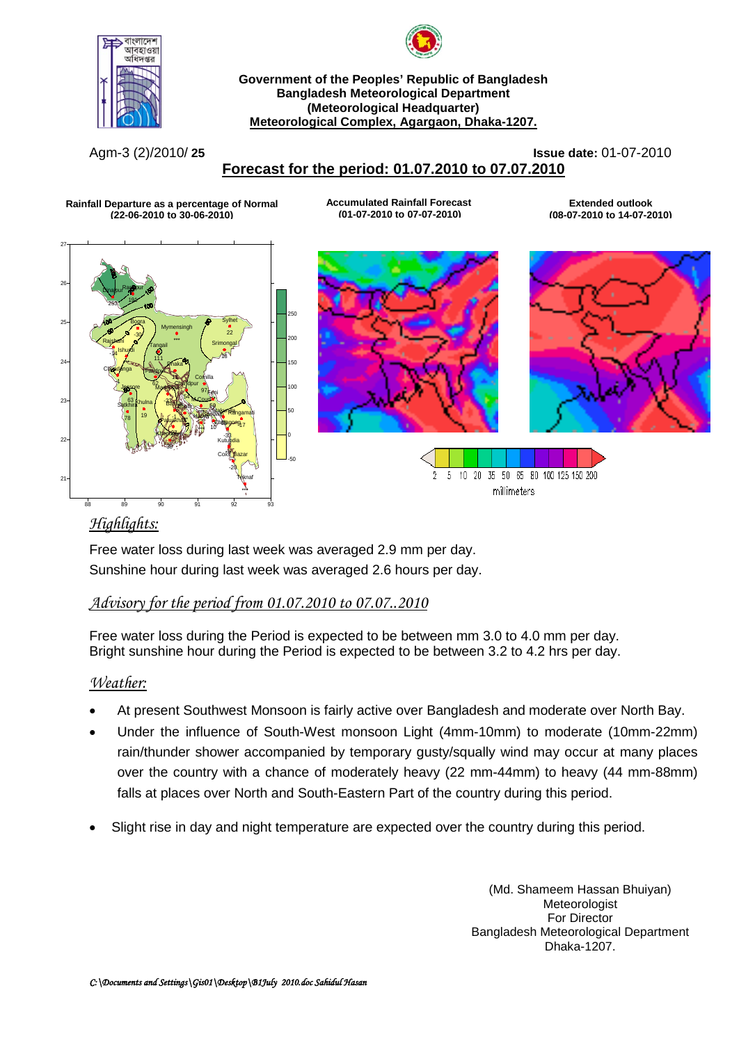**Government of the Peoples' Republic of Bangladesh**
**Bangladesh Meteorological Department**
**(Meteorological Headquarter)**
**Meteorological Complex, Agargaon, Dhaka-1207.**

Agm-3 (2)/2010/ **25** **Issue date:** 01-07-2010

## Forecast for the period: 01.07.2010 to 07.07.2010

**Rainfall Departure as a percentage of Normal (22-06-2010 to 30-06-2010)**

**Accumulated Rainfall Forecast (01-07-2010 to 07-07-2010)**

**Extended outlook (08-07-2010 to 14-07-2010)**

## *Highlights:*

Free water loss during last week was averaged 2.9 mm per day.
Sunshine hour during last week was averaged 2.6 hours per day.

## *Advisory for the period from 01.07.2010 to 07.07..2010*

Free water loss during the Period is expected to be between mm 3.0 to 4.0 mm per day.
Bright sunshine hour during the Period is expected to be between 3.2 to 4.2 hrs per day.

## *Weather:*

- At present Southwest Monsoon is fairly active over Bangladesh and moderate over North Bay.
- Under the influence of South-West monsoon Light (4mm-10mm) to moderate (10mm-22mm) rain/thunder shower accompanied by temporary gusty/squally wind may occur at many places over the country with a chance of moderately heavy (22 mm-44mm) to heavy (44 mm-88mm) falls at places over North and South-Eastern Part of the country during this period.
- Slight rise in day and night temperature are expected over the country during this period.

(Md. Shameem Hassan Bhuiyan)
Meteorologist
For Director
Bangladesh Meteorological Department
Dhaka-1207.

*C:\Documents and Settings\Gis01\Desktop\B1July 2010.doc Sahidul Hasan*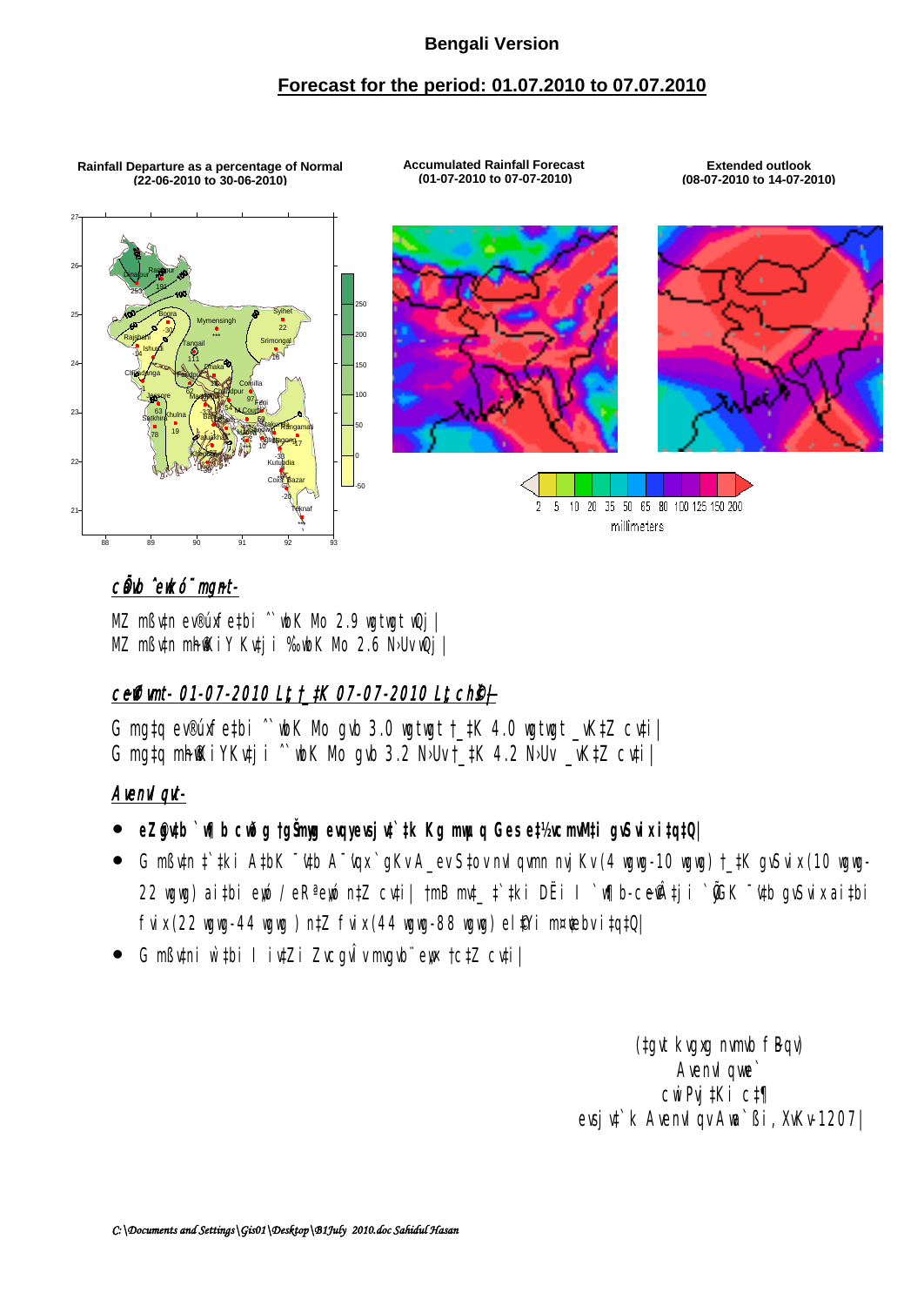## Bengali Version

## Forecast for the period: 01.07.2010 to 07.07.2010

**Rainfall Departure as a percentage of Normal (22-06-2010 to 30-06-2010)**

**Accumulated Rainfall Forecast (01-07-2010 to 07-07-2010)**

**Extended outlook (08-07-2010 to 14-07-2010)**

2 5 10 20 35 50 65 80 100 125 150 200
millimeters

***cƒeŸ©ei mßvn-***

MZ mßv‡n ev®úxfe‡bi ˆ`wbK Mo 2.9 wgtwgt wQj|
MZ mßv‡n mh©wKiY Kv‡ji ‰`wbK Mo 2.6 N›Uv wQj|

***cem©vfvm- 01-07-2010 Lªx t_‡K 07-07-2010 Lªx chš—***

G mßv‡n ev®úxfe‡bi ˆ`wbK Mo gvb 3.0 wgtwgt †_‡K 4.0 wgtwgt _vK‡Z cv‡i|
G mßv‡n mh©wKiYKv‡ji ˆ`wbK Mo gvb 3.2 N›Uv †_‡K 4.2 N›Uv _vK‡Z cv‡i|

***Avenvl qvt-***

- **eZ©gvb `wÿb cwðg †gŠmyyx evqyevsj v‡`‡k Kg mwµq Ges e‡½vcmvM‡i gvSvix i‡q‡Q|**
- G mßv‡n ‡`‡ki A‡bK ¯'v‡b A¯'vqx `gKv A_ev S‡ov nvlqvmn nvjKv (4 wgwg-10 wgwg) †_‡K gvSvix (10 wgwg-22 wgwg) ai‡bi ewó / eRªewó n‡Z cv‡i| †mB mv‡_ †`‡ki DËi I `wÿb-ce©vÂ‡ji `yGK ¯'v‡b gvSvix ai‡bi fvix (22 wgwg-44 wgwg ) n‡Z fvix (44 wgwg-88 wgwg) el©Yi m¤¢vebv i‡q‡Q|
- G mßv‡ni w`‡bi I iv‡Zi Zvcgvòv mvgvb¨ evo †c‡Z cv‡i|

(‡gvt kvgxg nvmvb fBqv)
Avenvl qwe`
cwiPvj‡Ki c‡¶
evsjv‡`k Avenvl qvAwa`ßi, XvKv-1207|

*C:\Documents and Settings\Gis01\Desktop\B1July 2010.doc Sahidul Hasan*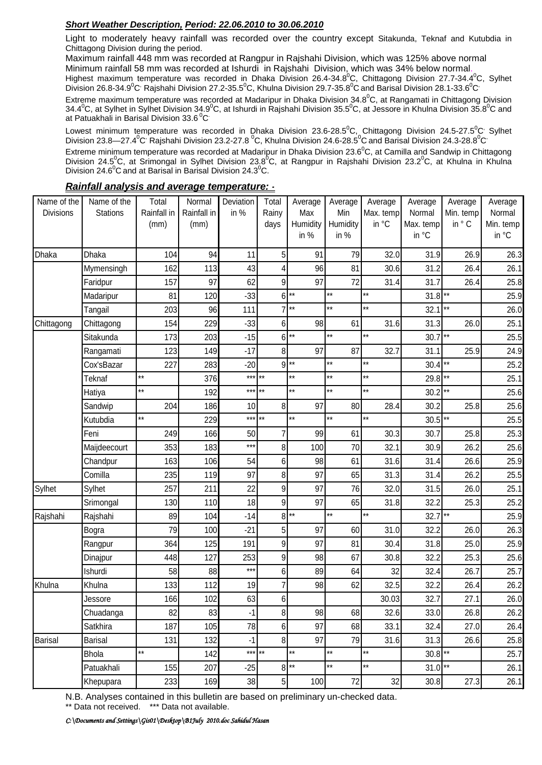***Short Weather Description, Period: 22.06.2010 to 30.06.2010***

Light to moderately heavy rainfall was recorded over the country except Sitakunda, Teknaf and Kutubdia in Chittagong Division during the period.

Maximum rainfall 448 mm was recorded at Rangpur in Rajshahi Division, which was 125% above normal

Minimum rainfall 58 mm was recorded at Ishurdi in Rajshahi Division, which was 34% below normal.

Highest maximum temperature was recorded in Dhaka Division 26.4-34.8$^0$C, Chittagong Division 27.7-34.4$^0$C, Sylhet Division 26.8-34.9$^0$C, Rajshahi Division 27.2-35.5$^0$C, Khulna Division 29.7-35.8$^0$C and Barisal Division 28.1-33.6$^0$C.

Extreme maximum temperature was recorded at Madaripur in Dhaka Division 34.8$^0$C, at Rangamati in Chittagong Division 34.4$^0$C, at Sylhet in Sylhet Division 34.9$^0$C, at Ishurdi in Rajshahi Division 35.5$^0$C, at Jessore in Khulna Division 35.8$^0$C and at Patuakhali in Barisal Division 33.6 $^0$C.

Lowest minimum temperature was recorded in Dhaka Division 23.6-28.5$^0$C, Chittagong Division 24.5-27.5$^0$C, Sylhet Division 23.8—27.4$^0$C, Rajshahi Division 23.2-27.8 $^0$C, Khulna Division 24.6-28.5$^0$C and Barisal Division 24.3-28.8$^0$C.

Extreme minimum temperature was recorded at Madaripur in Dhaka Division 23.6$^0$C, at Camilla and Sandwip in Chittagong Division 24.5$^0$C, at Srimongal in Sylhet Division 23.8$^0$C, at Rangpur in Rajshahi Division 23.2$^0$C, at Khulna in Khulna Division 24.6$^0$C and at Barisal in Barisal Division 24.3$^0$C.

***Rainfall analysis and average temperature: -***

| Name of the Divisions | Name of the Stations | Total Rainfall in (mm) | Normal Rainfall in (mm) | Deviation in % | Total Rainy days | Average Max Humidity in % | Average Min Humidity in % | Average Max. temp in °C | Average Normal Max. temp in °C | Average Min. temp in ° C | Average Normal Min. temp in °C |
|---|---|---|---|---|---|---|---|---|---|---|---|
| Dhaka | Dhaka | 104 | 94 | 11 | 5 | 91 | 79 | 32.0 | 31.9 | 26.9 | 26.3 |
| | Mymensingh | 162 | 113 | 43 | 4 | 96 | 81 | 30.6 | 31.2 | 26.4 | 26.1 |
| | Faridpur | 157 | 97 | 62 | 9 | 97 | 72 | 31.4 | 31.7 | 26.4 | 25.8 |
| | Madaripur | 81 | 120 | -33 | 6 | ** | ** | ** | 31.8 | ** | 25.9 |
| | Tangail | 203 | 96 | 111 | 7 | ** | ** | ** | 32.1 | ** | 26.0 |
| Chittagong | Chittagong | 154 | 229 | -33 | 6 | 98 | 61 | 31.6 | 31.3 | 26.0 | 25.1 |
| | Sitakunda | 173 | 203 | -15 | 6 | ** | ** | ** | 30.7 | ** | 25.5 |
| | Rangamati | 123 | 149 | -17 | 8 | 97 | 87 | 32.7 | 31.1 | 25.9 | 24.9 |
| | Cox'sBazar | 227 | 283 | -20 | 9 | ** | ** | ** | 30.4 | ** | 25.2 |
| | Teknaf | ** | 376 | *** | ** | ** | ** | ** | 29.8 | ** | 25.1 |
| | Hatiya | ** | 192 | *** | ** | ** | ** | ** | 30.2 | ** | 25.6 |
| | Sandwip | 204 | 186 | 10 | 8 | 97 | 80 | 28.4 | 30.2 | 25.8 | 25.6 |
| | Kutubdia | ** | 229 | *** | ** | ** | ** | ** | 30.5 | ** | 25.5 |
| | Feni | 249 | 166 | 50 | 7 | 99 | 61 | 30.3 | 30.7 | 25.8 | 25.3 |
| | Maijdeecourt | 353 | 183 | *** | 8 | 100 | 70 | 32.1 | 30.9 | 26.2 | 25.6 |
| | Chandpur | 163 | 106 | 54 | 6 | 98 | 61 | 31.6 | 31.4 | 26.6 | 25.9 |
| | Comilla | 235 | 119 | 97 | 8 | 97 | 65 | 31.3 | 31.4 | 26.2 | 25.5 |
| Sylhet | Sylhet | 257 | 211 | 22 | 9 | 97 | 76 | 32.0 | 31.5 | 26.0 | 25.1 |
| | Srimongal | 130 | 110 | 18 | 9 | 97 | 65 | 31.8 | 32.2 | 25.3 | 25.2 |
| Rajshahi | Rajshahi | 89 | 104 | -14 | 8 | ** | ** | ** | 32.7 | ** | 25.9 |
| | Bogra | 79 | 100 | -21 | 5 | 97 | 60 | 31.0 | 32.2 | 26.0 | 26.3 |
| | Rangpur | 364 | 125 | 191 | 9 | 97 | 81 | 30.4 | 31.8 | 25.0 | 25.9 |
| | Dinajpur | 448 | 127 | 253 | 9 | 98 | 67 | 30.8 | 32.2 | 25.3 | 25.6 |
| | Ishurdi | 58 | 88 | *** | 6 | 89 | 64 | 32 | 32.4 | 26.7 | 25.7 |
| Khulna | Khulna | 133 | 112 | 19 | 7 | 98 | 62 | 32.5 | 32.2 | 26.4 | 26.2 |
| | Jessore | 166 | 102 | 63 | 6 | | | 30.03 | 32.7 | 27.1 | 26.0 |
| | Chuadanga | 82 | 83 | -1 | 8 | 98 | 68 | 32.6 | 33.0 | 26.8 | 26.2 |
| | Satkhira | 187 | 105 | 78 | 6 | 97 | 68 | 33.1 | 32.4 | 27.0 | 26.4 |
| Barisal | Barisal | 131 | 132 | -1 | 8 | 97 | 79 | 31.6 | 31.3 | 26.6 | 25.8 |
| | Bhola | ** | 142 | *** | ** | ** | ** | ** | 30.8 | ** | 25.7 |
| | Patuakhali | 155 | 207 | -25 | 8 | ** | ** | ** | 31.0 | ** | 26.1 |
| | Khepupara | 233 | 169 | 38 | 5 | 100 | 72 | 32 | 30.8 | 27.3 | 26.1 |

N.B. Analyses contained in this bulletin are based on preliminary un-checked data.

** Data not received. *** Data not available.

*C:\Documents and Settings\Gis01\Desktop\B1July 2010.doc Sahidul Hasan*